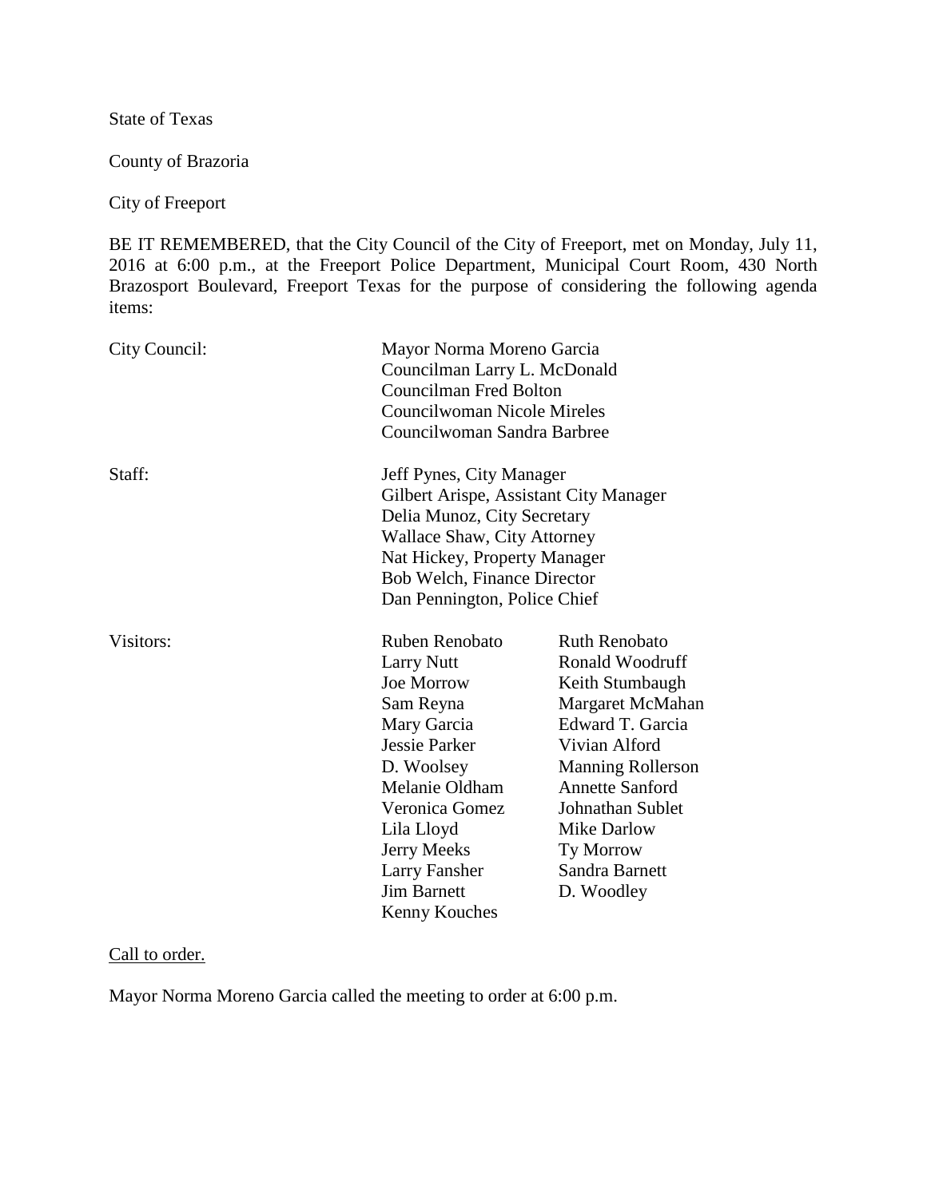State of Texas

County of Brazoria

City of Freeport

BE IT REMEMBERED, that the City Council of the City of Freeport, met on Monday, July 11, 2016 at 6:00 p.m., at the Freeport Police Department, Municipal Court Room, 430 North Brazosport Boulevard, Freeport Texas for the purpose of considering the following agenda items:

| | | |
|---|---|---|
| City Council: | Mayor Norma Moreno Garcia<br>Councilman Larry L. McDonald<br>Councilman Fred Bolton<br>Councilwoman Nicole Mireles<br>Councilwoman Sandra Barbree | |
| Staff: | Jeff Pynes, City Manager<br>Gilbert Arispe, Assistant City Manager<br>Delia Munoz, City Secretary<br>Wallace Shaw, City Attorney<br>Nat Hickey, Property Manager<br>Bob Welch, Finance Director<br>Dan Pennington, Police Chief | |
| Visitors: | Ruben Renobato | Ruth Renobato |
| | Larry Nutt | Ronald Woodruff |
| | Joe Morrow | Keith Stumbaugh |
| | Sam Reyna | Margaret McMahan |
| | Mary Garcia | Edward T. Garcia |
| | Jessie Parker | Vivian Alford |
| | D. Woolsey | Manning Rollerson |
| | Melanie Oldham | Annette Sanford |
| | Veronica Gomez | Johnathan Sublet |
| | Lila Lloyd | Mike Darlow |
| | Jerry Meeks | Ty Morrow |
| | Larry Fansher | Sandra Barnett |
| | Jim Barnett | D. Woodley |
| | Kenny Kouches | |

Call to order.

Mayor Norma Moreno Garcia called the meeting to order at 6:00 p.m.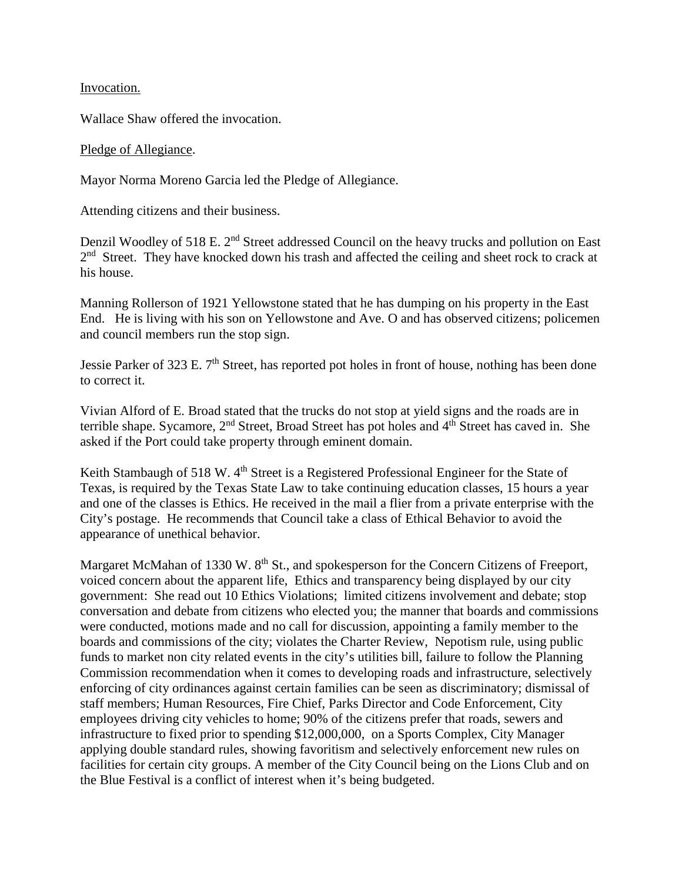Invocation.

Wallace Shaw offered the invocation.

Pledge of Allegiance.

Mayor Norma Moreno Garcia led the Pledge of Allegiance.

Attending citizens and their business.

Denzil Woodley of 518 E. 2nd Street addressed Council on the heavy trucks and pollution on East 2nd Street. They have knocked down his trash and affected the ceiling and sheet rock to crack at his house.

Manning Rollerson of 1921 Yellowstone stated that he has dumping on his property in the East End. He is living with his son on Yellowstone and Ave. O and has observed citizens; policemen and council members run the stop sign.

Jessie Parker of 323 E. 7th Street, has reported pot holes in front of house, nothing has been done to correct it.

Vivian Alford of E. Broad stated that the trucks do not stop at yield signs and the roads are in terrible shape. Sycamore, 2nd Street, Broad Street has pot holes and 4th Street has caved in. She asked if the Port could take property through eminent domain.

Keith Stambaugh of 518 W. 4th Street is a Registered Professional Engineer for the State of Texas, is required by the Texas State Law to take continuing education classes, 15 hours a year and one of the classes is Ethics. He received in the mail a flier from a private enterprise with the City's postage. He recommends that Council take a class of Ethical Behavior to avoid the appearance of unethical behavior.

Margaret McMahan of 1330 W. 8th St., and spokesperson for the Concern Citizens of Freeport, voiced concern about the apparent life, Ethics and transparency being displayed by our city government: She read out 10 Ethics Violations; limited citizens involvement and debate; stop conversation and debate from citizens who elected you; the manner that boards and commissions were conducted, motions made and no call for discussion, appointing a family member to the boards and commissions of the city; violates the Charter Review, Nepotism rule, using public funds to market non city related events in the city's utilities bill, failure to follow the Planning Commission recommendation when it comes to developing roads and infrastructure, selectively enforcing of city ordinances against certain families can be seen as discriminatory; dismissal of staff members; Human Resources, Fire Chief, Parks Director and Code Enforcement, City employees driving city vehicles to home; 90% of the citizens prefer that roads, sewers and infrastructure to fixed prior to spending $12,000,000, on a Sports Complex, City Manager applying double standard rules, showing favoritism and selectively enforcement new rules on facilities for certain city groups. A member of the City Council being on the Lions Club and on the Blue Festival is a conflict of interest when it's being budgeted.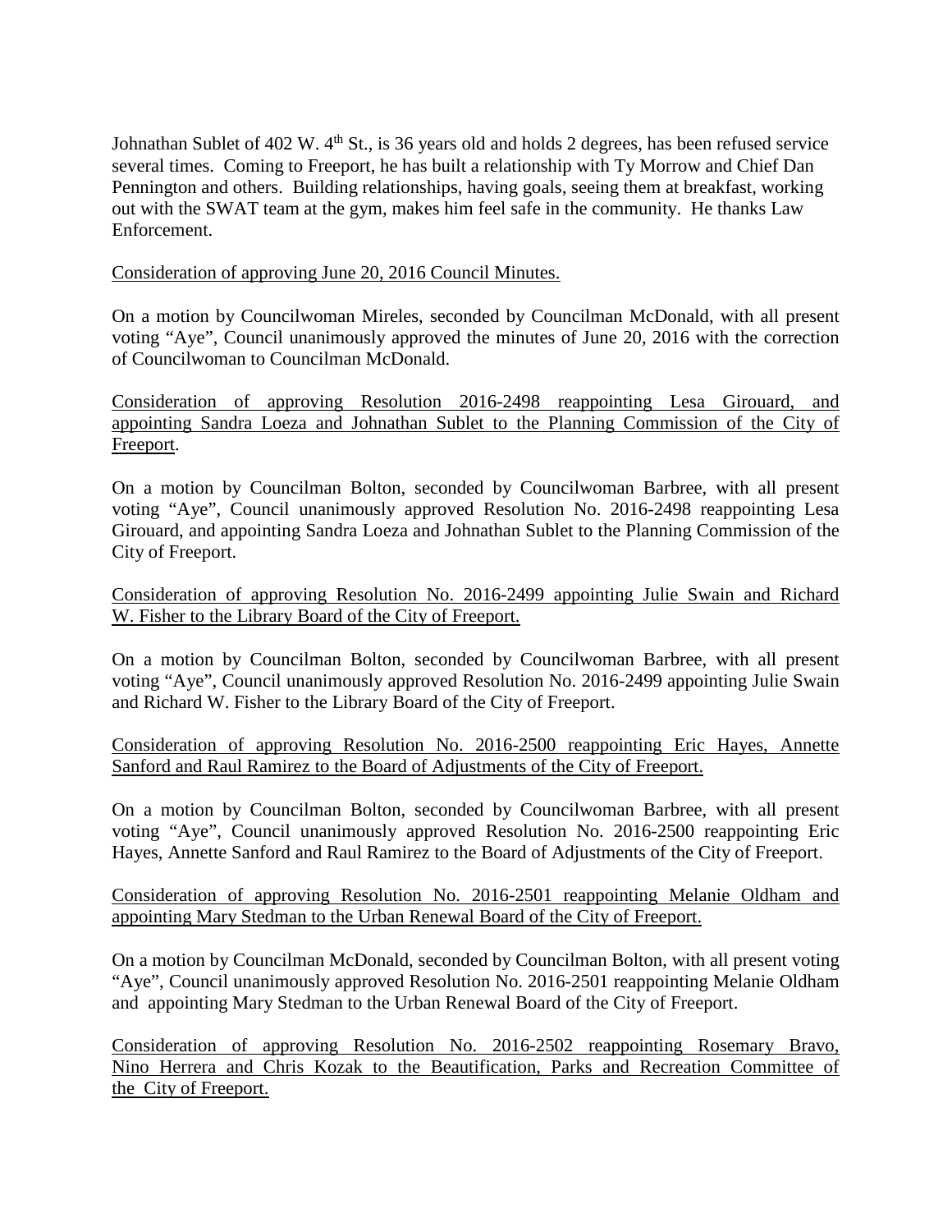Johnathan Sublet of 402 W. 4th St., is 36 years old and holds 2 degrees, has been refused service several times. Coming to Freeport, he has built a relationship with Ty Morrow and Chief Dan Pennington and others. Building relationships, having goals, seeing them at breakfast, working out with the SWAT team at the gym, makes him feel safe in the community. He thanks Law Enforcement.

Consideration of approving June 20, 2016 Council Minutes.

On a motion by Councilwoman Mireles, seconded by Councilman McDonald, with all present voting "Aye", Council unanimously approved the minutes of June 20, 2016 with the correction of Councilwoman to Councilman McDonald.

Consideration of approving Resolution 2016-2498 reappointing Lesa Girouard, and appointing Sandra Loeza and Johnathan Sublet to the Planning Commission of the City of Freeport.

On a motion by Councilman Bolton, seconded by Councilwoman Barbree, with all present voting "Aye", Council unanimously approved Resolution No. 2016-2498 reappointing Lesa Girouard, and appointing Sandra Loeza and Johnathan Sublet to the Planning Commission of the City of Freeport.

Consideration of approving Resolution No. 2016-2499 appointing Julie Swain and Richard W. Fisher to the Library Board of the City of Freeport.

On a motion by Councilman Bolton, seconded by Councilwoman Barbree, with all present voting "Aye", Council unanimously approved Resolution No. 2016-2499 appointing Julie Swain and Richard W. Fisher to the Library Board of the City of Freeport.

Consideration of approving Resolution No. 2016-2500 reappointing Eric Hayes, Annette Sanford and Raul Ramirez to the Board of Adjustments of the City of Freeport.

On a motion by Councilman Bolton, seconded by Councilwoman Barbree, with all present voting "Aye", Council unanimously approved Resolution No. 2016-2500 reappointing Eric Hayes, Annette Sanford and Raul Ramirez to the Board of Adjustments of the City of Freeport.

Consideration of approving Resolution No. 2016-2501 reappointing Melanie Oldham and appointing Mary Stedman to the Urban Renewal Board of the City of Freeport.

On a motion by Councilman McDonald, seconded by Councilman Bolton, with all present voting "Aye", Council unanimously approved Resolution No. 2016-2501 reappointing Melanie Oldham and appointing Mary Stedman to the Urban Renewal Board of the City of Freeport.

Consideration of approving Resolution No. 2016-2502 reappointing Rosemary Bravo, Nino Herrera and Chris Kozak to the Beautification, Parks and Recreation Committee of the City of Freeport.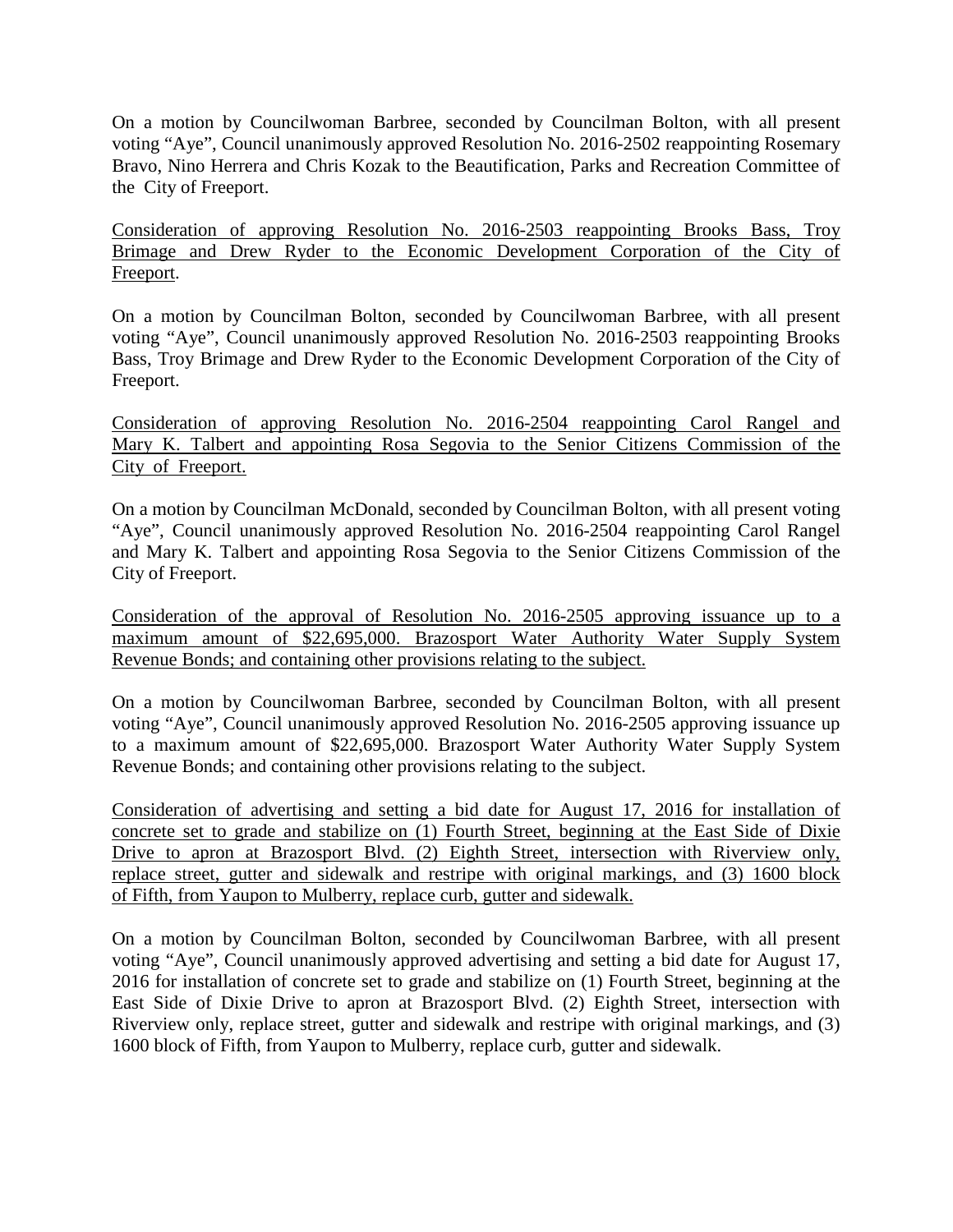On a motion by Councilwoman Barbree, seconded by Councilman Bolton, with all present voting "Aye", Council unanimously approved Resolution No. 2016-2502 reappointing Rosemary Bravo, Nino Herrera and Chris Kozak to the Beautification, Parks and Recreation Committee of the City of Freeport.

<u>Consideration of approving Resolution No. 2016-2503 reappointing Brooks Bass, Troy Brimage and Drew Ryder to the Economic Development Corporation of the City of Freeport</u>.

On a motion by Councilman Bolton, seconded by Councilwoman Barbree, with all present voting "Aye", Council unanimously approved Resolution No. 2016-2503 reappointing Brooks Bass, Troy Brimage and Drew Ryder to the Economic Development Corporation of the City of Freeport.

<u>Consideration of approving Resolution No. 2016-2504 reappointing Carol Rangel and Mary K. Talbert and appointing Rosa Segovia to the Senior Citizens Commission of the City of Freeport.</u>

On a motion by Councilman McDonald, seconded by Councilman Bolton, with all present voting "Aye", Council unanimously approved Resolution No. 2016-2504 reappointing Carol Rangel and Mary K. Talbert and appointing Rosa Segovia to the Senior Citizens Commission of the City of Freeport.

<u>Consideration of the approval of Resolution No. 2016-2505 approving issuance up to a maximum amount of $22,695,000. Brazosport Water Authority Water Supply System Revenue Bonds; and containing other provisions relating to the subject.</u>

On a motion by Councilwoman Barbree, seconded by Councilman Bolton, with all present voting "Aye", Council unanimously approved Resolution No. 2016-2505 approving issuance up to a maximum amount of $22,695,000. Brazosport Water Authority Water Supply System Revenue Bonds; and containing other provisions relating to the subject.

<u>Consideration of advertising and setting a bid date for August 17, 2016 for installation of concrete set to grade and stabilize on (1) Fourth Street, beginning at the East Side of Dixie Drive to apron at Brazosport Blvd. (2) Eighth Street, intersection with Riverview only, replace street, gutter and sidewalk and restripe with original markings, and (3) 1600 block of Fifth, from Yaupon to Mulberry, replace curb, gutter and sidewalk.</u>

On a motion by Councilman Bolton, seconded by Councilwoman Barbree, with all present voting "Aye", Council unanimously approved advertising and setting a bid date for August 17, 2016 for installation of concrete set to grade and stabilize on (1) Fourth Street, beginning at the East Side of Dixie Drive to apron at Brazosport Blvd. (2) Eighth Street, intersection with Riverview only, replace street, gutter and sidewalk and restripe with original markings, and (3) 1600 block of Fifth, from Yaupon to Mulberry, replace curb, gutter and sidewalk.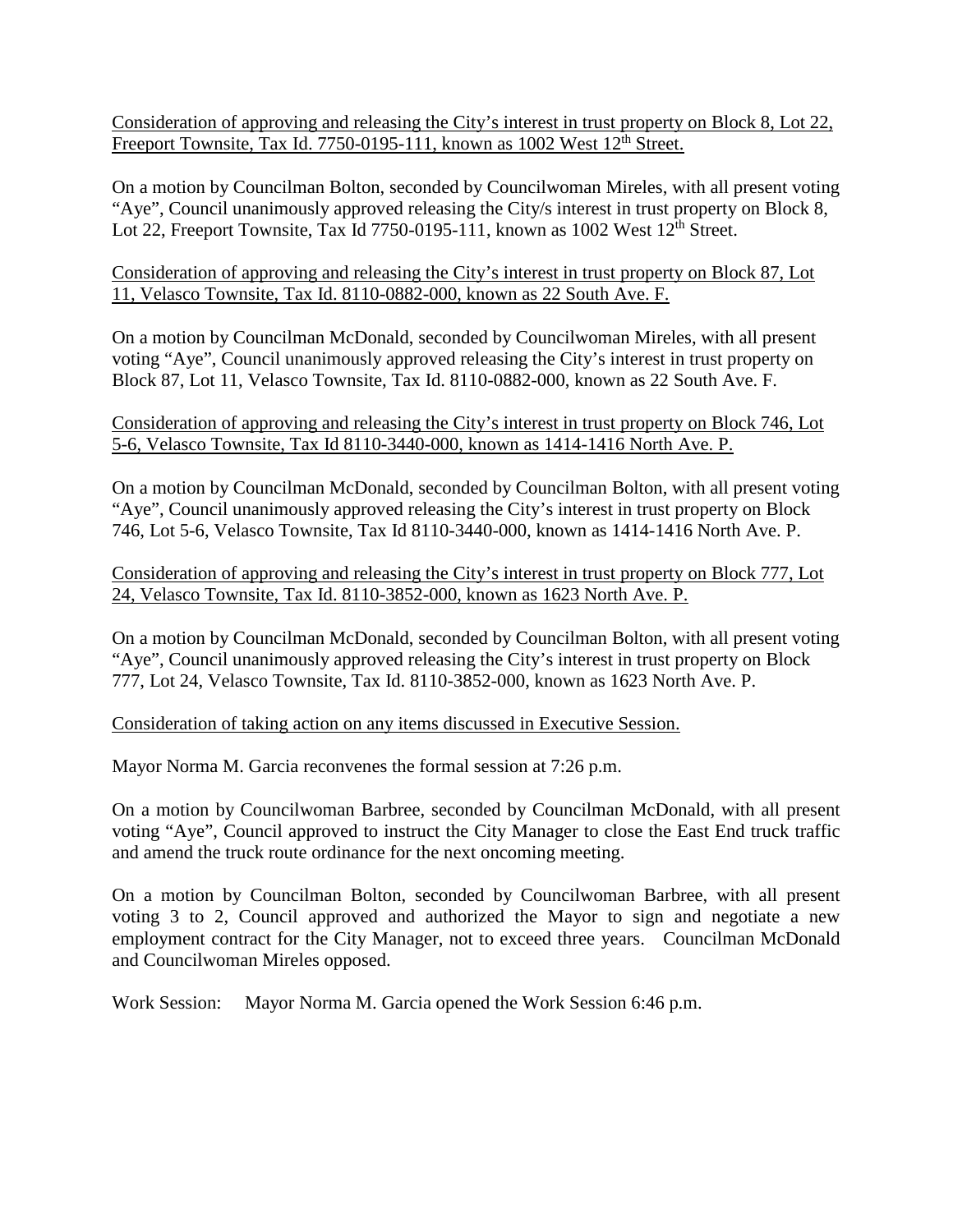<u>Consideration of approving and releasing the City's interest in trust property on Block 8, Lot 22, Freeport Townsite, Tax Id. 7750-0195-111, known as 1002 West 12th Street.</u>

On a motion by Councilman Bolton, seconded by Councilwoman Mireles, with all present voting "Aye", Council unanimously approved releasing the City/s interest in trust property on Block 8, Lot 22, Freeport Townsite, Tax Id 7750-0195-111, known as 1002 West 12th Street.

<u>Consideration of approving and releasing the City's interest in trust property on Block 87, Lot 11, Velasco Townsite, Tax Id. 8110-0882-000, known as 22 South Ave. F.</u>

On a motion by Councilman McDonald, seconded by Councilwoman Mireles, with all present voting "Aye", Council unanimously approved releasing the City's interest in trust property on Block 87, Lot 11, Velasco Townsite, Tax Id. 8110-0882-000, known as 22 South Ave. F.

<u>Consideration of approving and releasing the City's interest in trust property on Block 746, Lot 5-6, Velasco Townsite, Tax Id 8110-3440-000, known as 1414-1416 North Ave. P.</u>

On a motion by Councilman McDonald, seconded by Councilman Bolton, with all present voting "Aye", Council unanimously approved releasing the City's interest in trust property on Block 746, Lot 5-6, Velasco Townsite, Tax Id 8110-3440-000, known as 1414-1416 North Ave. P.

<u>Consideration of approving and releasing the City's interest in trust property on Block 777, Lot 24, Velasco Townsite, Tax Id. 8110-3852-000, known as 1623 North Ave. P.</u>

On a motion by Councilman McDonald, seconded by Councilman Bolton, with all present voting "Aye", Council unanimously approved releasing the City's interest in trust property on Block 777, Lot 24, Velasco Townsite, Tax Id. 8110-3852-000, known as 1623 North Ave. P.

<u>Consideration of taking action on any items discussed in Executive Session.</u>

Mayor Norma M. Garcia reconvenes the formal session at 7:26 p.m.

On a motion by Councilwoman Barbree, seconded by Councilman McDonald, with all present voting "Aye", Council approved to instruct the City Manager to close the East End truck traffic and amend the truck route ordinance for the next oncoming meeting.

On a motion by Councilman Bolton, seconded by Councilwoman Barbree, with all present voting 3 to 2, Council approved and authorized the Mayor to sign and negotiate a new employment contract for the City Manager, not to exceed three years. Councilman McDonald and Councilwoman Mireles opposed.

Work Session: Mayor Norma M. Garcia opened the Work Session 6:46 p.m.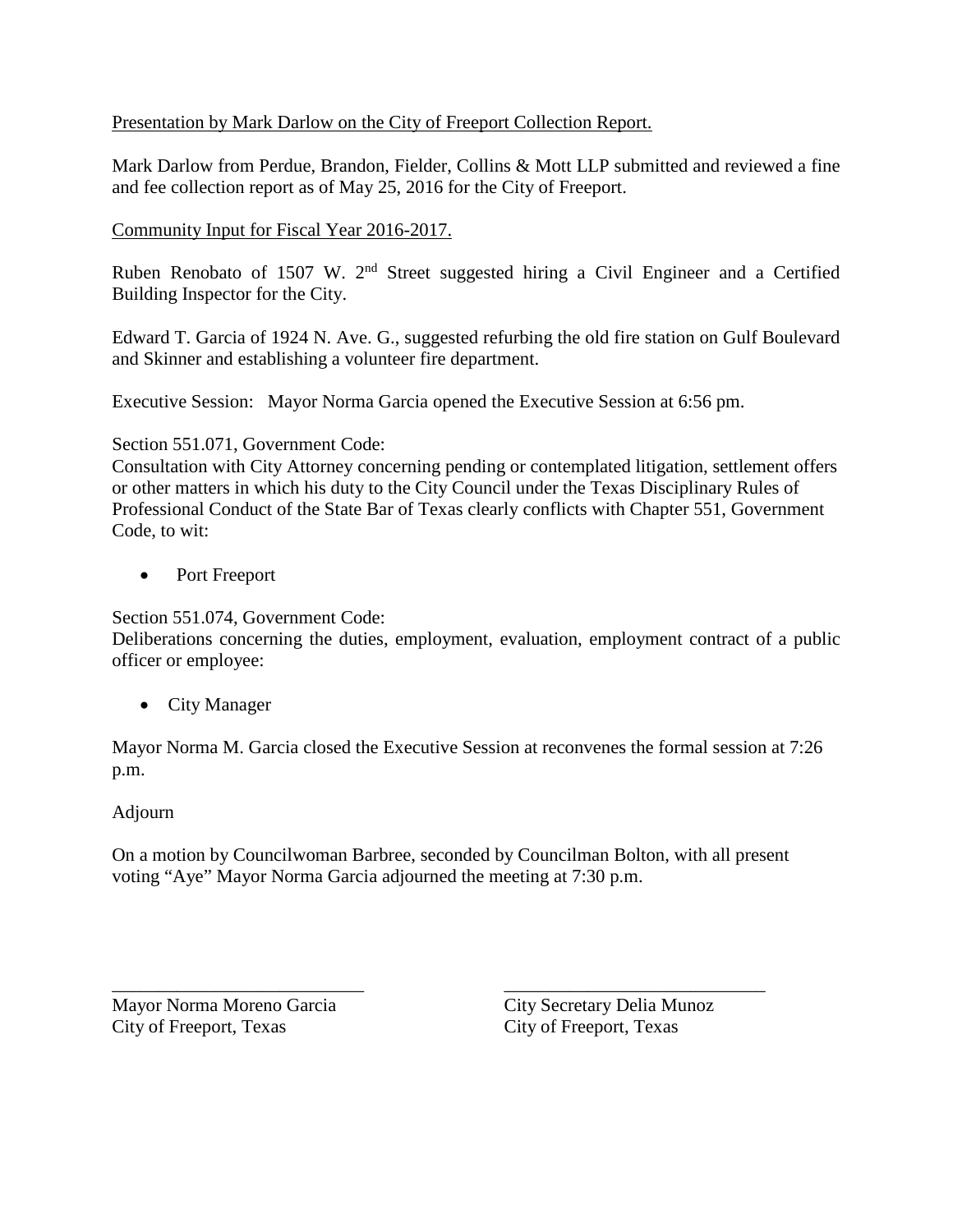Presentation by Mark Darlow on the City of Freeport Collection Report.

Mark Darlow from Perdue, Brandon, Fielder, Collins & Mott LLP submitted and reviewed a fine and fee collection report as of May 25, 2016 for the City of Freeport.

Community Input for Fiscal Year 2016-2017.

Ruben Renobato of 1507 W. 2nd Street suggested hiring a Civil Engineer and a Certified Building Inspector for the City.

Edward T. Garcia of 1924 N. Ave. G., suggested refurbing the old fire station on Gulf Boulevard and Skinner and establishing a volunteer fire department.

Executive Session: Mayor Norma Garcia opened the Executive Session at 6:56 pm.

Section 551.071, Government Code:
Consultation with City Attorney concerning pending or contemplated litigation, settlement offers or other matters in which his duty to the City Council under the Texas Disciplinary Rules of Professional Conduct of the State Bar of Texas clearly conflicts with Chapter 551, Government Code, to wit:

- Port Freeport

Section 551.074, Government Code:
Deliberations concerning the duties, employment, evaluation, employment contract of a public officer or employee:

- City Manager

Mayor Norma M. Garcia closed the Executive Session at reconvenes the formal session at 7:26 p.m.

Adjourn

On a motion by Councilwoman Barbree, seconded by Councilman Bolton, with all present voting "Aye" Mayor Norma Garcia adjourned the meeting at 7:30 p.m.

| | |
|---|---|
| \_\_\_\_\_\_\_\_\_\_\_\_\_\_\_\_\_\_\_\_\_\_\_\_\_\_\_\_ | \_\_\_\_\_\_\_\_\_\_\_\_\_\_\_\_\_\_\_\_\_\_\_\_\_\_\_\_ |
| Mayor Norma Moreno Garcia | City Secretary Delia Munoz |
| City of Freeport, Texas | City of Freeport, Texas |